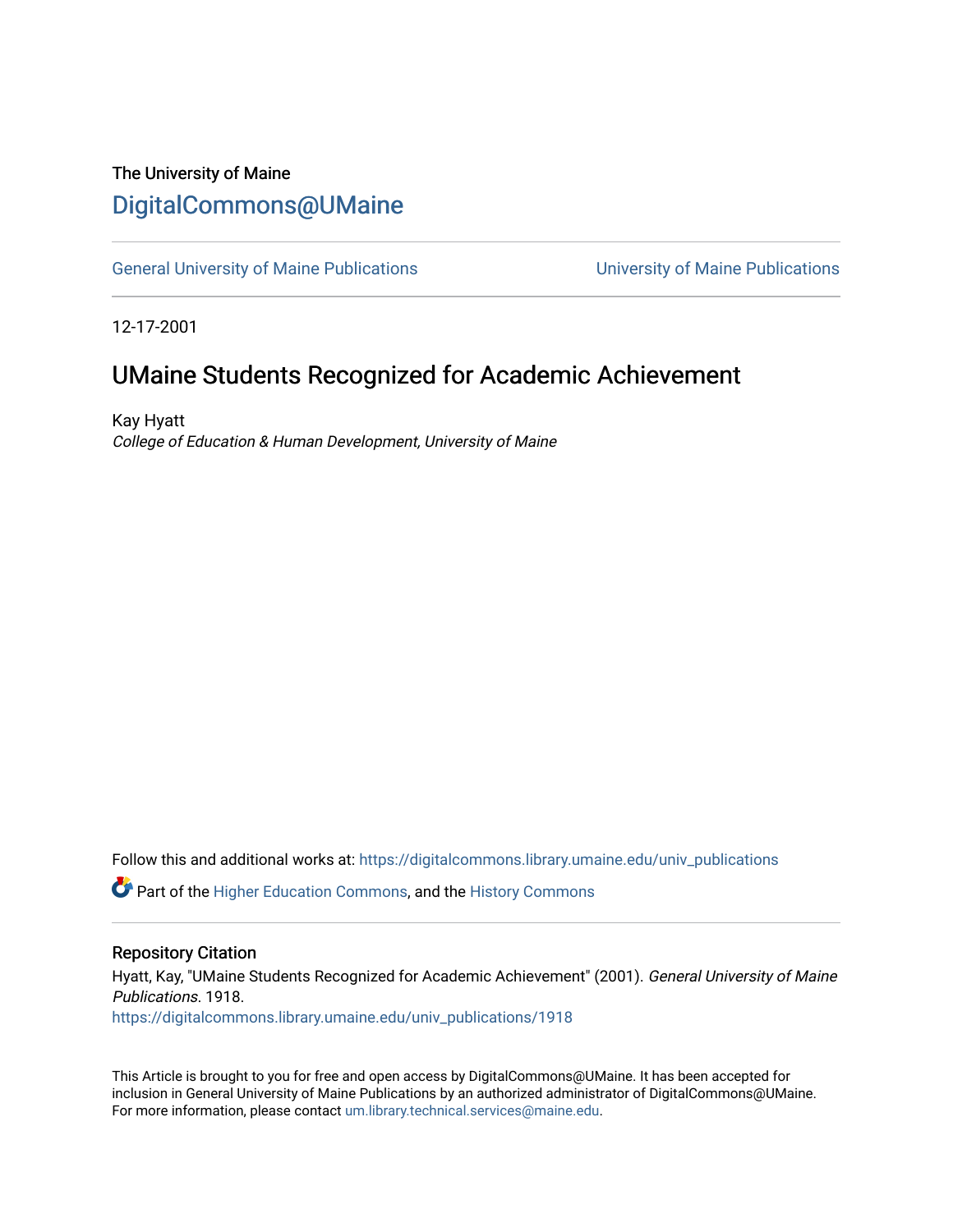The University of Maine

# DigitalCommons@UMaine

General University of Maine Publications | University of Maine Publications

12-17-2001

## UMaine Students Recognized for Academic Achievement

Kay Hyatt

*College of Education & Human Development, University of Maine*

Follow this and additional works at: https://digitalcommons.library.umaine.edu/univ_publications

Part of the Higher Education Commons, and the History Commons

### Repository Citation

Hyatt, Kay, "UMaine Students Recognized for Academic Achievement" (2001). *General University of Maine Publications*. 1918.

https://digitalcommons.library.umaine.edu/univ_publications/1918

This Article is brought to you for free and open access by DigitalCommons@UMaine. It has been accepted for inclusion in General University of Maine Publications by an authorized administrator of DigitalCommons@UMaine. For more information, please contact um.library.technical.services@maine.edu.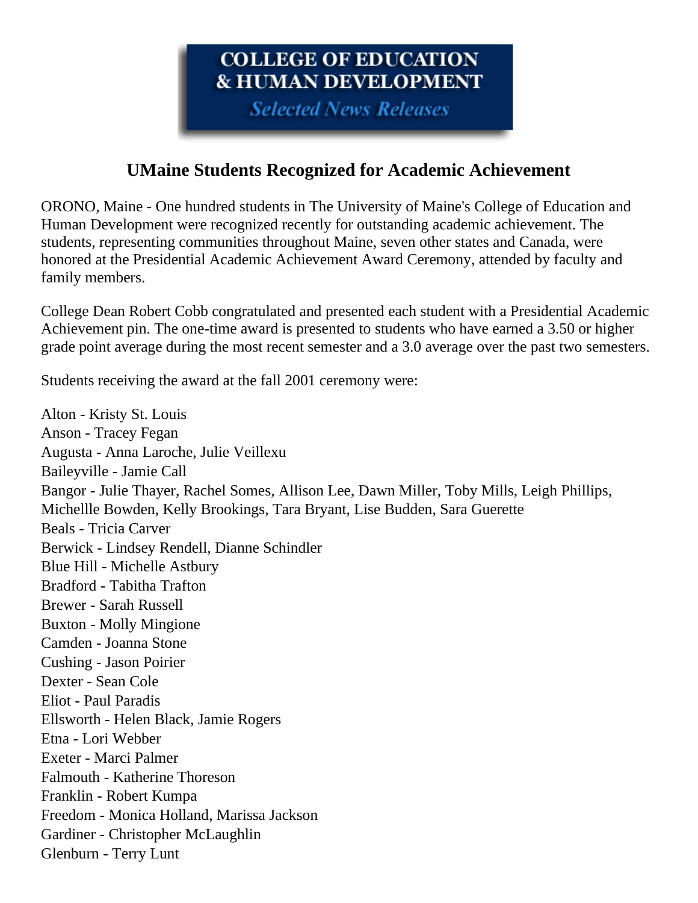**COLLEGE OF EDUCATION & HUMAN DEVELOPMENT**

***Selected News Releases***

# UMaine Students Recognized for Academic Achievement

ORONO, Maine - One hundred students in The University of Maine's College of Education and Human Development were recognized recently for outstanding academic achievement. The students, representing communities throughout Maine, seven other states and Canada, were honored at the Presidential Academic Achievement Award Ceremony, attended by faculty and family members.

College Dean Robert Cobb congratulated and presented each student with a Presidential Academic Achievement pin. The one-time award is presented to students who have earned a 3.50 or higher grade point average during the most recent semester and a 3.0 average over the past two semesters.

Students receiving the award at the fall 2001 ceremony were:

Alton - Kristy St. Louis  
Anson - Tracey Fegan  
Augusta - Anna Laroche, Julie Veillexu  
Baileyville - Jamie Call  
Bangor - Julie Thayer, Rachel Somes, Allison Lee, Dawn Miller, Toby Mills, Leigh Phillips, Michellle Bowden, Kelly Brookings, Tara Bryant, Lise Budden, Sara Guerette  
Beals - Tricia Carver  
Berwick - Lindsey Rendell, Dianne Schindler  
Blue Hill - Michelle Astbury  
Bradford - Tabitha Trafton  
Brewer - Sarah Russell  
Buxton - Molly Mingione  
Camden - Joanna Stone  
Cushing - Jason Poirier  
Dexter - Sean Cole  
Eliot - Paul Paradis  
Ellsworth - Helen Black, Jamie Rogers  
Etna - Lori Webber  
Exeter - Marci Palmer  
Falmouth - Katherine Thoreson  
Franklin - Robert Kumpa  
Freedom - Monica Holland, Marissa Jackson  
Gardiner - Christopher McLaughlin  
Glenburn - Terry Lunt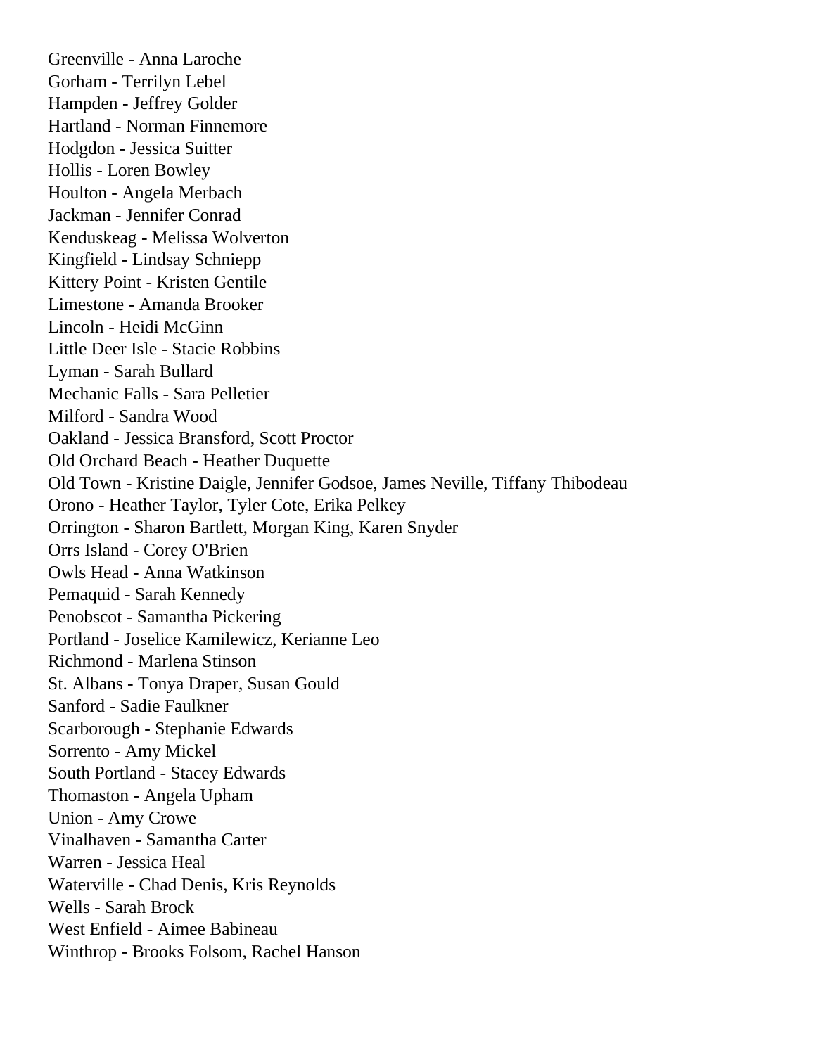Greenville - Anna Laroche
Gorham - Terrilyn Lebel
Hampden - Jeffrey Golder
Hartland - Norman Finnemore
Hodgdon - Jessica Suitter
Hollis - Loren Bowley
Houlton - Angela Merbach
Jackman - Jennifer Conrad
Kenduskeag - Melissa Wolverton
Kingfield - Lindsay Schniepp
Kittery Point - Kristen Gentile
Limestone - Amanda Brooker
Lincoln - Heidi McGinn
Little Deer Isle - Stacie Robbins
Lyman - Sarah Bullard
Mechanic Falls - Sara Pelletier
Milford - Sandra Wood
Oakland - Jessica Bransford, Scott Proctor
Old Orchard Beach - Heather Duquette
Old Town - Kristine Daigle, Jennifer Godsoe, James Neville, Tiffany Thibodeau
Orono - Heather Taylor, Tyler Cote, Erika Pelkey
Orrington - Sharon Bartlett, Morgan King, Karen Snyder
Orrs Island - Corey O'Brien
Owls Head - Anna Watkinson
Pemaquid - Sarah Kennedy
Penobscot - Samantha Pickering
Portland - Joselice Kamilewicz, Kerianne Leo
Richmond - Marlena Stinson
St. Albans - Tonya Draper, Susan Gould
Sanford - Sadie Faulkner
Scarborough - Stephanie Edwards
Sorrento - Amy Mickel
South Portland - Stacey Edwards
Thomaston - Angela Upham
Union - Amy Crowe
Vinalhaven - Samantha Carter
Warren - Jessica Heal
Waterville - Chad Denis, Kris Reynolds
Wells - Sarah Brock
West Enfield - Aimee Babineau
Winthrop - Brooks Folsom, Rachel Hanson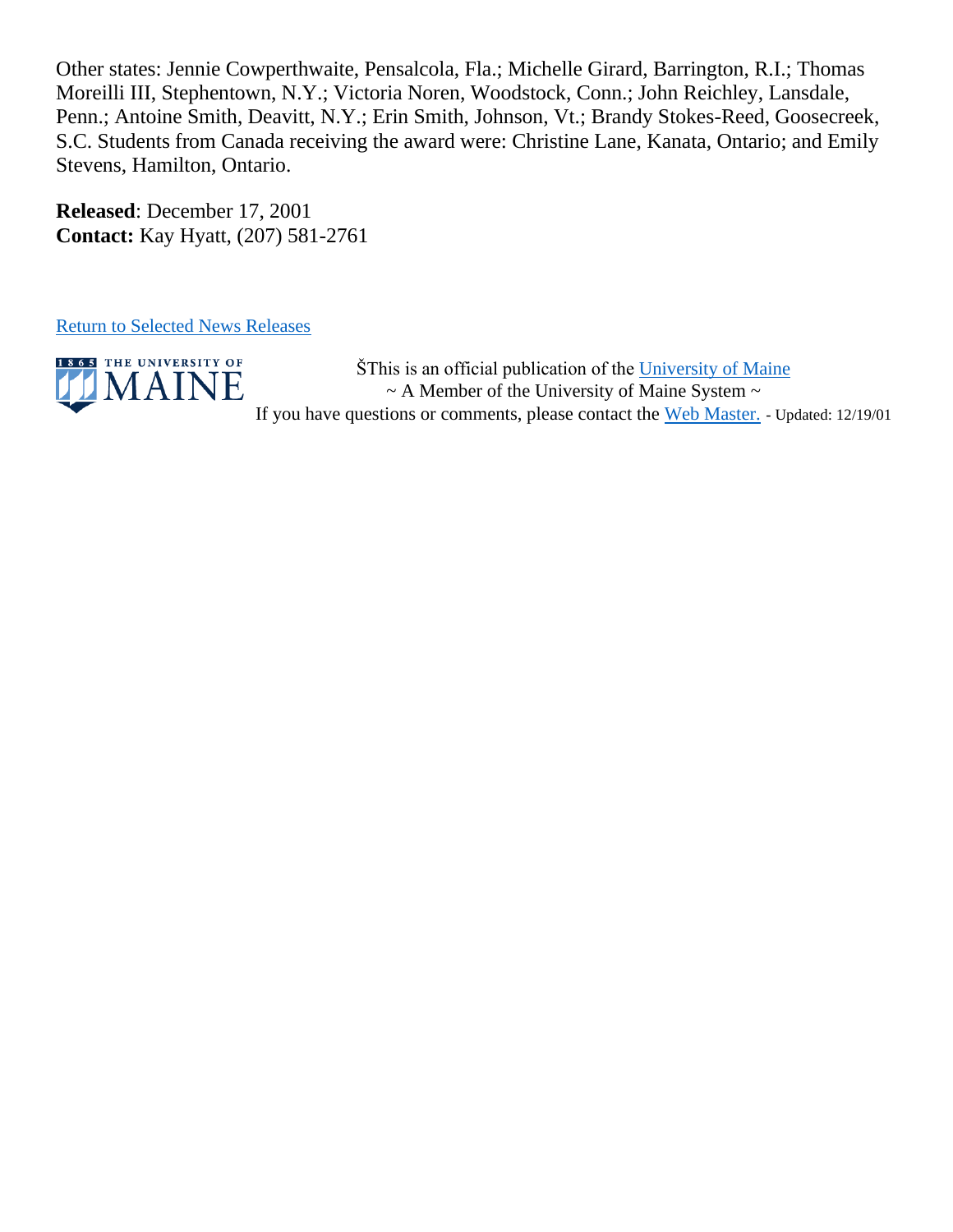Other states: Jennie Cowperthwaite, Pensalcola, Fla.; Michelle Girard, Barrington, R.I.; Thomas Moreilli III, Stephentown, N.Y.; Victoria Noren, Woodstock, Conn.; John Reichley, Lansdale, Penn.; Antoine Smith, Deavitt, N.Y.; Erin Smith, Johnson, Vt.; Brandy Stokes-Reed, Goosecreek, S.C. Students from Canada receiving the award were: Christine Lane, Kanata, Ontario; and Emily Stevens, Hamilton, Ontario.

**Released**: December 17, 2001
**Contact:** Kay Hyatt, (207) 581-2761

Return to Selected News Releases

1865 THE UNIVERSITY OF MAINE

ŠThis is an official publication of the University of Maine
~ A Member of the University of Maine System ~
If you have questions or comments, please contact the Web Master. - Updated: 12/19/01